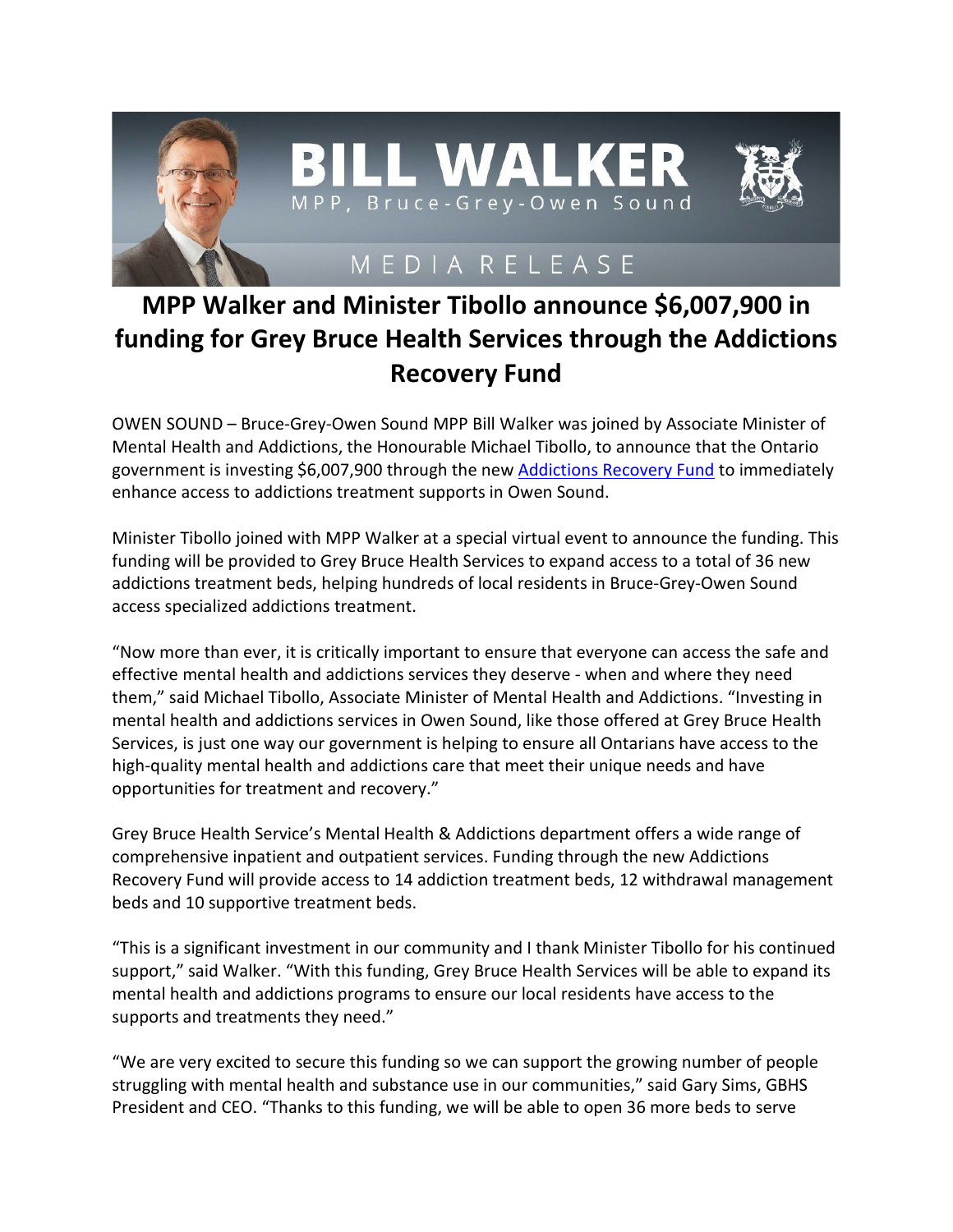BILL WALKER

MPP, Bruce-Grey-Owen Sound

MEDIA RELEASE

# MPP Walker and Minister Tibollo announce $6,007,900 in funding for Grey Bruce Health Services through the Addictions Recovery Fund

OWEN SOUND – Bruce-Grey-Owen Sound MPP Bill Walker was joined by Associate Minister of Mental Health and Addictions, the Honourable Michael Tibollo, to announce that the Ontario government is investing $6,007,900 through the new Addictions Recovery Fund to immediately enhance access to addictions treatment supports in Owen Sound.

Minister Tibollo joined with MPP Walker at a special virtual event to announce the funding. This funding will be provided to Grey Bruce Health Services to expand access to a total of 36 new addictions treatment beds, helping hundreds of local residents in Bruce-Grey-Owen Sound access specialized addictions treatment.

"Now more than ever, it is critically important to ensure that everyone can access the safe and effective mental health and addictions services they deserve - when and where they need them," said Michael Tibollo, Associate Minister of Mental Health and Addictions. "Investing in mental health and addictions services in Owen Sound, like those offered at Grey Bruce Health Services, is just one way our government is helping to ensure all Ontarians have access to the high-quality mental health and addictions care that meet their unique needs and have opportunities for treatment and recovery."

Grey Bruce Health Service's Mental Health & Addictions department offers a wide range of comprehensive inpatient and outpatient services. Funding through the new Addictions Recovery Fund will provide access to 14 addiction treatment beds, 12 withdrawal management beds and 10 supportive treatment beds.

"This is a significant investment in our community and I thank Minister Tibollo for his continued support," said Walker. "With this funding, Grey Bruce Health Services will be able to expand its mental health and addictions programs to ensure our local residents have access to the supports and treatments they need."

"We are very excited to secure this funding so we can support the growing number of people struggling with mental health and substance use in our communities," said Gary Sims, GBHS President and CEO. "Thanks to this funding, we will be able to open 36 more beds to serve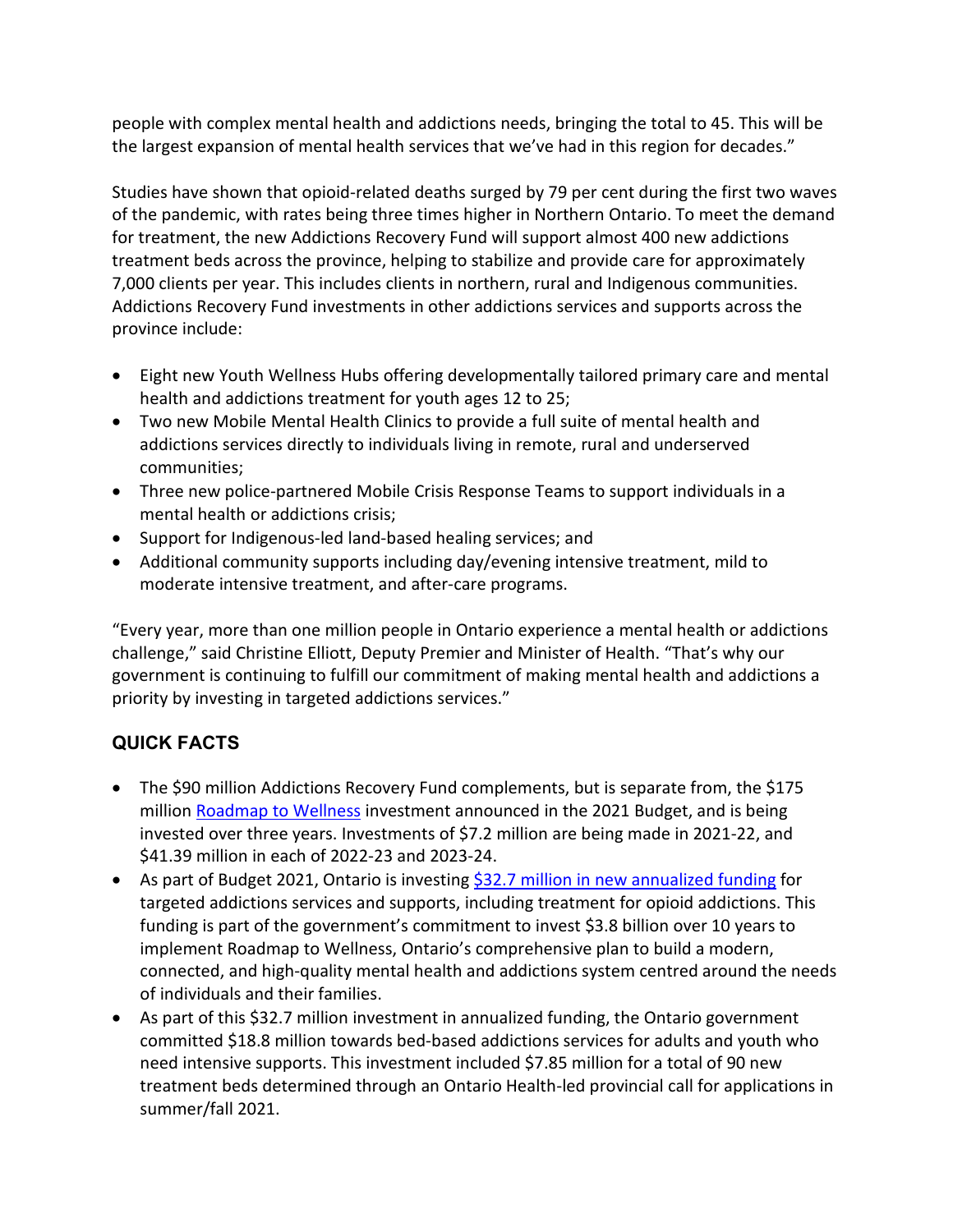people with complex mental health and addictions needs, bringing the total to 45. This will be the largest expansion of mental health services that we've had in this region for decades."

Studies have shown that opioid-related deaths surged by 79 per cent during the first two waves of the pandemic, with rates being three times higher in Northern Ontario. To meet the demand for treatment, the new Addictions Recovery Fund will support almost 400 new addictions treatment beds across the province, helping to stabilize and provide care for approximately 7,000 clients per year. This includes clients in northern, rural and Indigenous communities. Addictions Recovery Fund investments in other addictions services and supports across the province include:

- Eight new Youth Wellness Hubs offering developmentally tailored primary care and mental health and addictions treatment for youth ages 12 to 25;
- Two new Mobile Mental Health Clinics to provide a full suite of mental health and addictions services directly to individuals living in remote, rural and underserved communities;
- Three new police-partnered Mobile Crisis Response Teams to support individuals in a mental health or addictions crisis;
- Support for Indigenous-led land-based healing services; and
- Additional community supports including day/evening intensive treatment, mild to moderate intensive treatment, and after-care programs.

"Every year, more than one million people in Ontario experience a mental health or addictions challenge," said Christine Elliott, Deputy Premier and Minister of Health. "That's why our government is continuing to fulfill our commitment of making mental health and addictions a priority by investing in targeted addictions services."

## QUICK FACTS

- The $90 million Addictions Recovery Fund complements, but is separate from, the $175 million [Roadmap to Wellness] investment announced in the 2021 Budget, and is being invested over three years. Investments of $7.2 million are being made in 2021-22, and $41.39 million in each of 2022-23 and 2023-24.
- As part of Budget 2021, Ontario is investing [$32.7 million in new annualized funding] for targeted addictions services and supports, including treatment for opioid addictions. This funding is part of the government's commitment to invest $3.8 billion over 10 years to implement Roadmap to Wellness, Ontario's comprehensive plan to build a modern, connected, and high-quality mental health and addictions system centred around the needs of individuals and their families.
- As part of this $32.7 million investment in annualized funding, the Ontario government committed $18.8 million towards bed-based addictions services for adults and youth who need intensive supports. This investment included $7.85 million for a total of 90 new treatment beds determined through an Ontario Health-led provincial call for applications in summer/fall 2021.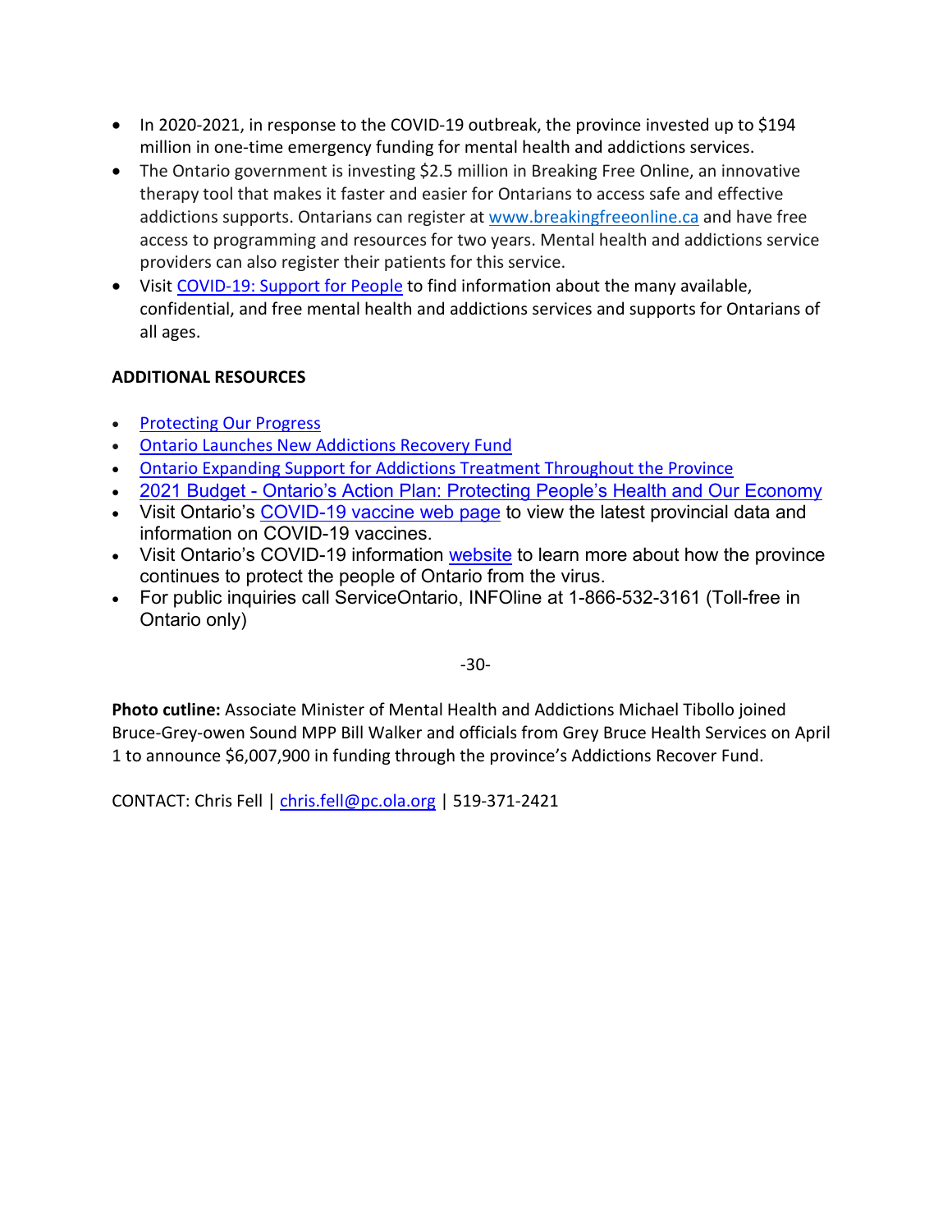- In 2020-2021, in response to the COVID-19 outbreak, the province invested up to $194 million in one-time emergency funding for mental health and addictions services.
- The Ontario government is investing $2.5 million in Breaking Free Online, an innovative therapy tool that makes it faster and easier for Ontarians to access safe and effective addictions supports. Ontarians can register at www.breakingfreeonline.ca and have free access to programming and resources for two years. Mental health and addictions service providers can also register their patients for this service.
- Visit COVID-19: Support for People to find information about the many available, confidential, and free mental health and addictions services and supports for Ontarians of all ages.

**ADDITIONAL RESOURCES**

- Protecting Our Progress
- Ontario Launches New Addictions Recovery Fund
- Ontario Expanding Support for Addictions Treatment Throughout the Province
- 2021 Budget - Ontario's Action Plan: Protecting People's Health and Our Economy
- Visit Ontario's COVID-19 vaccine web page to view the latest provincial data and information on COVID-19 vaccines.
- Visit Ontario's COVID-19 information website to learn more about how the province continues to protect the people of Ontario from the virus.
- For public inquiries call ServiceOntario, INFOline at 1-866-532-3161 (Toll-free in Ontario only)

-30-

**Photo cutline:** Associate Minister of Mental Health and Addictions Michael Tibollo joined Bruce-Grey-owen Sound MPP Bill Walker and officials from Grey Bruce Health Services on April 1 to announce $6,007,900 in funding through the province's Addictions Recover Fund.

CONTACT: Chris Fell | chris.fell@pc.ola.org | 519-371-2421